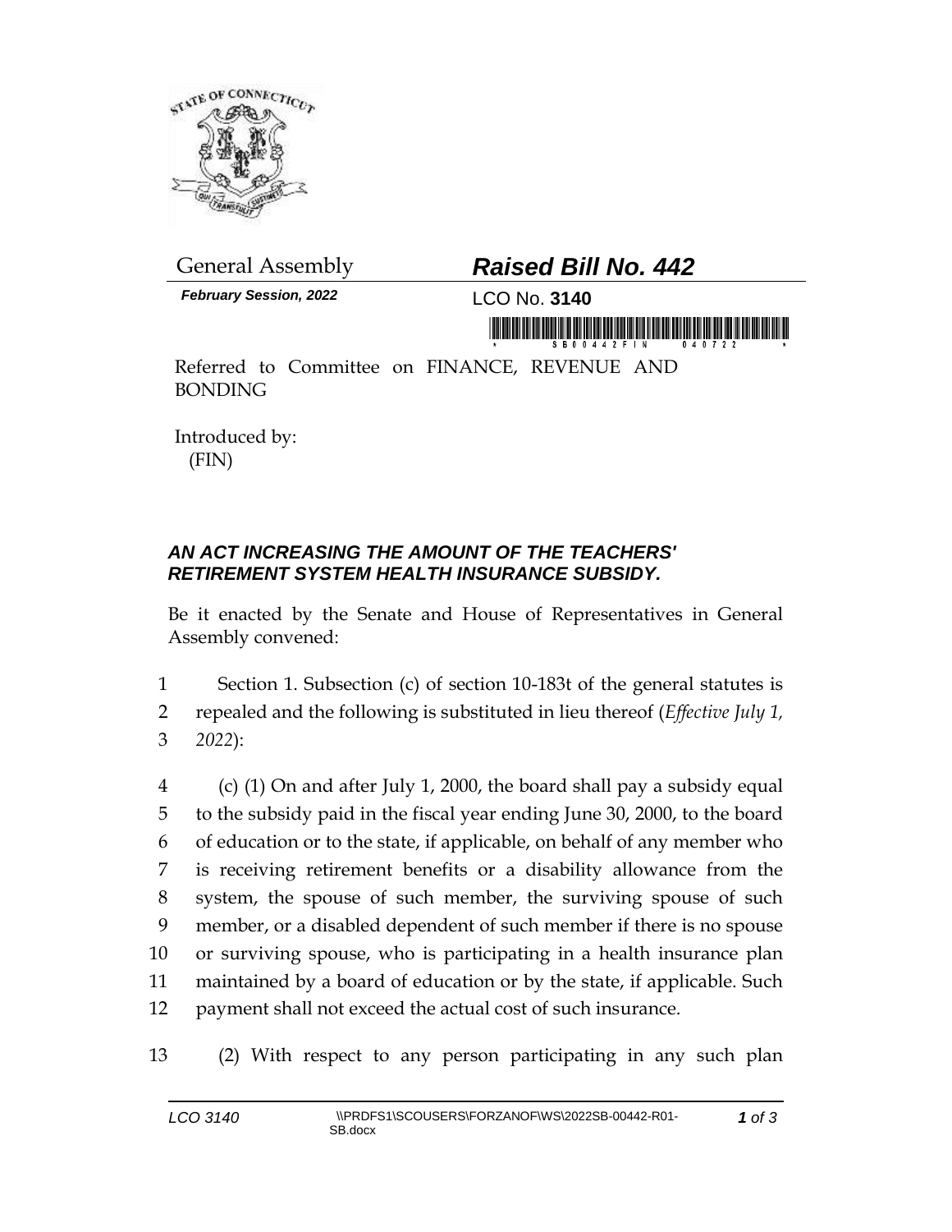General Assembly

# *Raised Bill No. 442*

***February Session, 2022***

LCO No. **3140**

Referred to Committee on FINANCE, REVENUE AND BONDING

Introduced by:
(FIN)

## *AN ACT INCREASING THE AMOUNT OF THE TEACHERS' RETIREMENT SYSTEM HEALTH INSURANCE SUBSIDY.*

Be it enacted by the Senate and House of Representatives in General Assembly convened:

1 Section 1. Subsection (c) of section 10-183t of the general statutes is
2 repealed and the following is substituted in lieu thereof (*Effective July 1,*
3 *2022*):

4 (c) (1) On and after July 1, 2000, the board shall pay a subsidy equal
5 to the subsidy paid in the fiscal year ending June 30, 2000, to the board
6 of education or to the state, if applicable, on behalf of any member who
7 is receiving retirement benefits or a disability allowance from the
8 system, the spouse of such member, the surviving spouse of such
9 member, or a disabled dependent of such member if there is no spouse
10 or surviving spouse, who is participating in a health insurance plan
11 maintained by a board of education or by the state, if applicable. Such
12 payment shall not exceed the actual cost of such insurance.

13 (2) With respect to any person participating in any such plan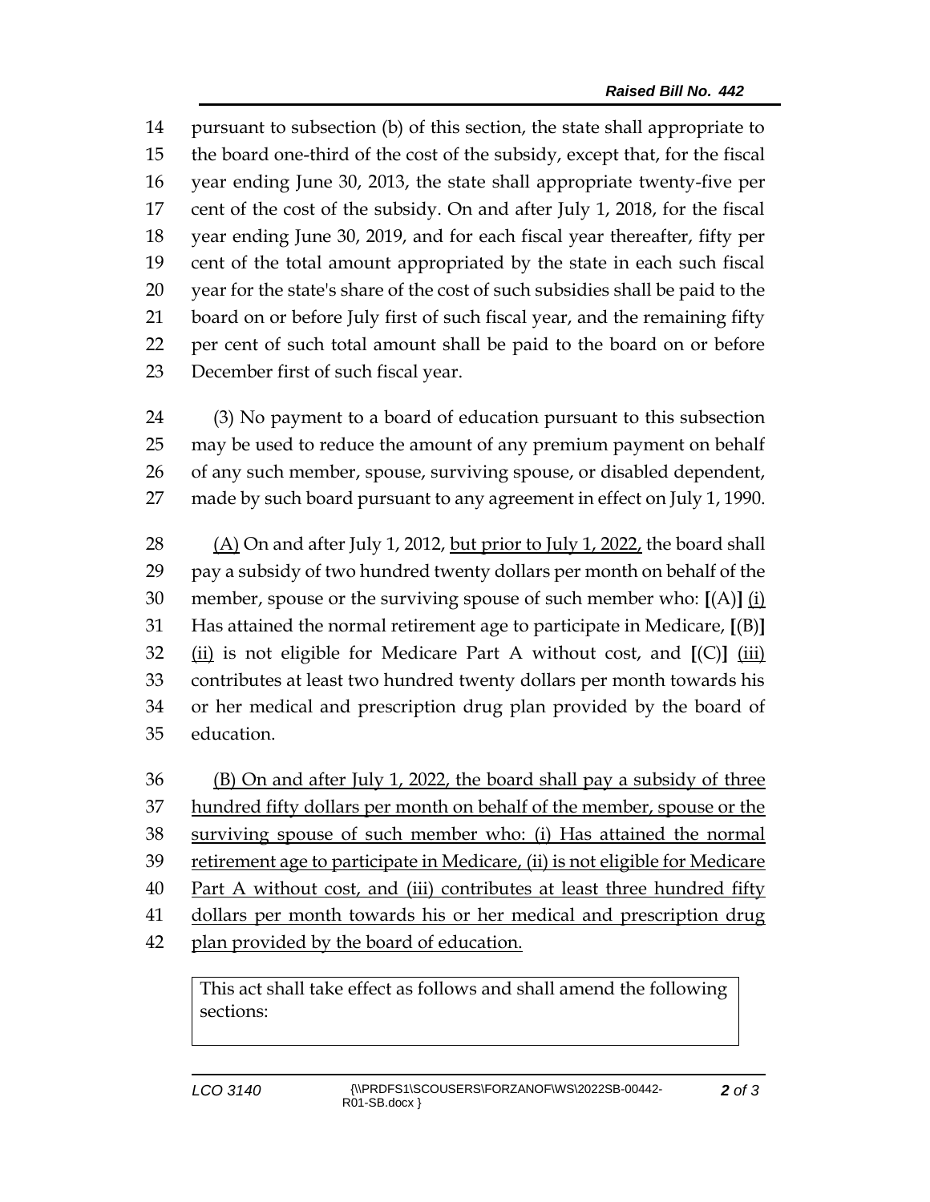pursuant to subsection (b) of this section, the state shall appropriate to the board one-third of the cost of the subsidy, except that, for the fiscal year ending June 30, 2013, the state shall appropriate twenty-five per cent of the cost of the subsidy. On and after July 1, 2018, for the fiscal year ending June 30, 2019, and for each fiscal year thereafter, fifty per cent of the total amount appropriated by the state in each such fiscal year for the state's share of the cost of such subsidies shall be paid to the board on or before July first of such fiscal year, and the remaining fifty per cent of such total amount shall be paid to the board on or before December first of such fiscal year.

(3) No payment to a board of education pursuant to this subsection may be used to reduce the amount of any premium payment on behalf of any such member, spouse, surviving spouse, or disabled dependent, made by such board pursuant to any agreement in effect on July 1, 1990.

<u>(A)</u> On and after July 1, 2012, <u>but prior to July 1, 2022,</u> the board shall pay a subsidy of two hundred twenty dollars per month on behalf of the member, spouse or the surviving spouse of such member who: **[**(A)**]** <u>(i)</u> Has attained the normal retirement age to participate in Medicare, **[**(B)**]** <u>(ii)</u> is not eligible for Medicare Part A without cost, and **[**(C)**]** <u>(iii)</u> contributes at least two hundred twenty dollars per month towards his or her medical and prescription drug plan provided by the board of education.

<u>(B) On and after July 1, 2022, the board shall pay a subsidy of three hundred fifty dollars per month on behalf of the member, spouse or the surviving spouse of such member who: (i) Has attained the normal retirement age to participate in Medicare, (ii) is not eligible for Medicare Part A without cost, and (iii) contributes at least three hundred fifty dollars per month towards his or her medical and prescription drug plan provided by the board of education.</u>

This act shall take effect as follows and shall amend the following sections: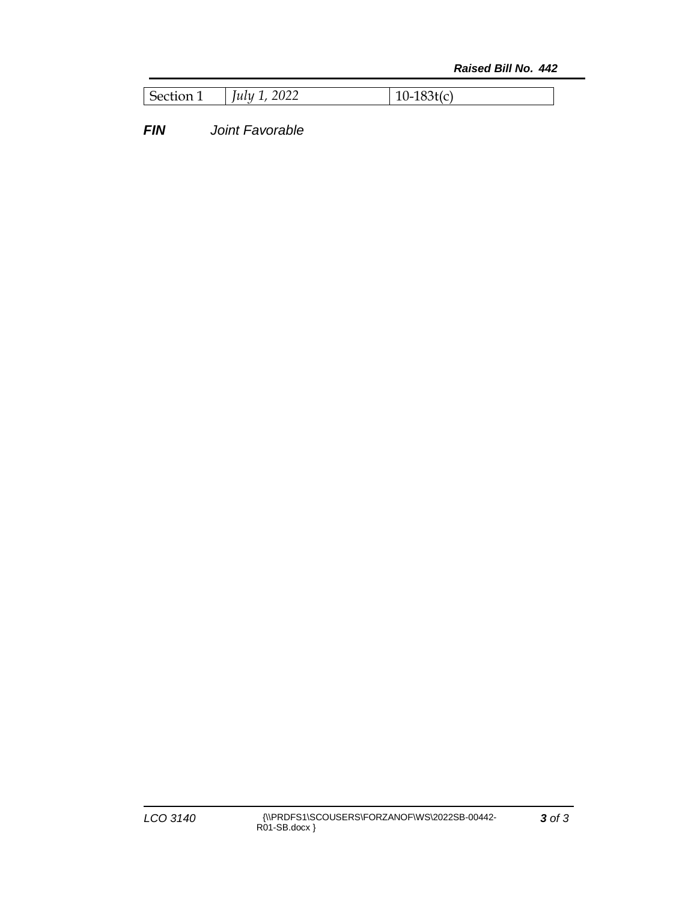| | | |
|---|---|---|
| Section 1 | *July 1, 2022* | 10-183t(c) |

***FIN*** *Joint Favorable*